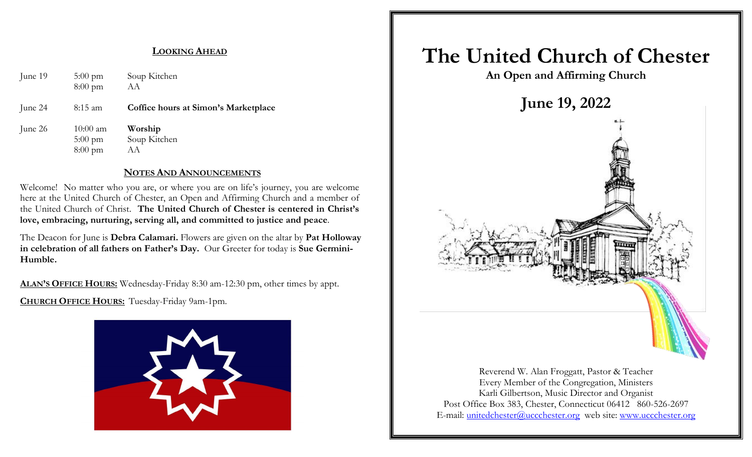## LOOKING AHEAD

| | | |
|---|---|---|
| June 19 | 5:00 pm | Soup Kitchen |
| | 8:00 pm | AA |
| June 24 | 8:15 am | **Coffice hours at Simon's Marketplace** |
| June 26 | 10:00 am | **Worship** |
| | 5:00 pm | Soup Kitchen |
| | 8:00 pm | AA |

## NOTES AND ANNOUNCEMENTS

Welcome! No matter who you are, or where you are on life's journey, you are welcome here at the United Church of Chester, an Open and Affirming Church and a member of the United Church of Christ. **The United Church of Chester is centered in Christ's love, embracing, nurturing, serving all, and committed to justice and peace**.

The Deacon for June is **Debra Calamari.** Flowers are given on the altar by **Pat Holloway in celebration of all fathers on Father's Day.** Our Greeter for today is **Sue Germini-Humble.**

**ALAN'S OFFICE HOURS:** Wednesday-Friday 8:30 am-12:30 pm, other times by appt.

**CHURCH OFFICE HOURS:** Tuesday-Friday 9am-1pm.

# The United Church of Chester

**An Open and Affirming Church**

## June 19, 2022

Reverend W. Alan Froggatt, Pastor & Teacher
Every Member of the Congregation, Ministers
Karli Gilbertson, Music Director and Organist
Post Office Box 383, Chester, Connecticut 06412 860-526-2697
E-mail: unitedchester@uccchester.org web site: www.uccchester.org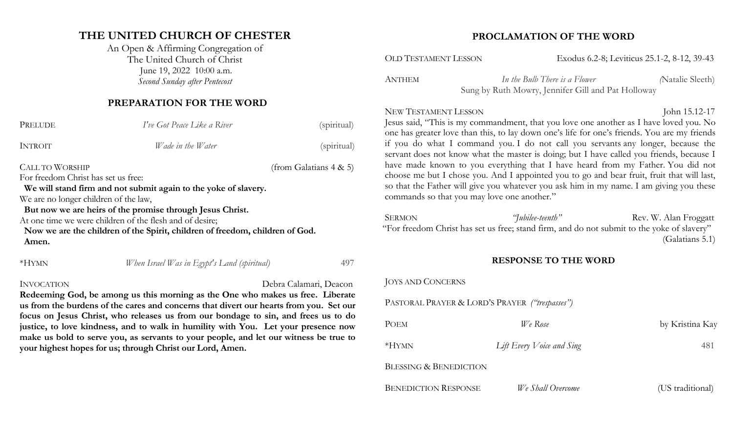# THE UNITED CHURCH OF CHESTER

An Open & Affirming Congregation of
The United Church of Christ
June 19, 2022 10:00 a.m.
*Second Sunday after Pentecost*

## PREPARATION FOR THE WORD

PRELUDE *I've Got Peace Like a River* (spiritual)

INTROIT *Wade in the Water* (spiritual)

CALL TO WORSHIP (from Galatians 4 & 5)

For freedom Christ has set us free:
**We will stand firm and not submit again to the yoke of slavery.**
We are no longer children of the law,
**But now we are heirs of the promise through Jesus Christ.**
At one time we were children of the flesh and of desire;
**Now we are the children of the Spirit, children of freedom, children of God. Amen.**

*HYMN *When Israel Was in Egypt's Land (spiritual)* 497

INVOCATION Debra Calamari, Deacon

**Redeeming God, be among us this morning as the One who makes us free. Liberate us from the burdens of the cares and concerns that divert our hearts from you. Set our focus on Jesus Christ, who releases us from our bondage to sin, and frees us to do justice, to love kindness, and to walk in humility with You. Let your presence now make us bold to serve you, as servants to your people, and let our witness be true to your highest hopes for us; through Christ our Lord, Amen.**

## PROCLAMATION OF THE WORD

OLD TESTAMENT LESSON Exodus 6.2-8; Leviticus 25.1-2, 8-12, 39-43

ANTHEM *In the Bulb There is a Flower* (Natalie Sleeth)
Sung by Ruth Mowry, Jennifer Gill and Pat Holloway

NEW TESTAMENT LESSON John 15.12-17

Jesus said, "This is my commandment, that you love one another as I have loved you. No one has greater love than this, to lay down one's life for one's friends. You are my friends if you do what I command you. I do not call you servants any longer, because the servant does not know what the master is doing; but I have called you friends, because I have made known to you everything that I have heard from my Father. You did not choose me but I chose you. And I appointed you to go and bear fruit, fruit that will last, so that the Father will give you whatever you ask him in my name. I am giving you these commands so that you may love one another."

SERMON *"Jubilee-teenth"* Rev. W. Alan Froggatt

"For freedom Christ has set us free; stand firm, and do not submit to the yoke of slavery" (Galatians 5.1)

## RESPONSE TO THE WORD

JOYS AND CONCERNS

PASTORAL PRAYER & LORD'S PRAYER *("trespasses")*

POEM *We Rose* by Kristina Kay

*HYMN *Lift Every Voice and Sing* 481

BLESSING & BENEDICTION

BENEDICTION RESPONSE *We Shall Overcome* (US traditional)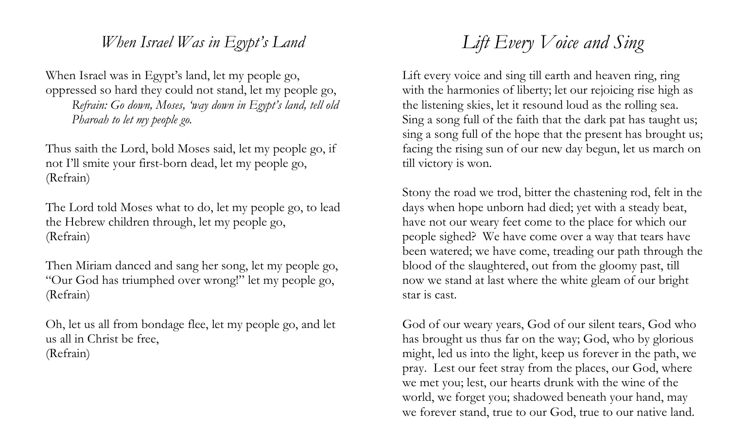## *When Israel Was in Egypt's Land*

When Israel was in Egypt's land, let my people go,
oppressed so hard they could not stand, let my people go,

> *Refrain: Go down, Moses, 'way down in Egypt's land, tell old Pharoah to let my people go.*

Thus saith the Lord, bold Moses said, let my people go, if not I'll smite your first-born dead, let my people go,
(Refrain)

The Lord told Moses what to do, let my people go, to lead the Hebrew children through, let my people go,
(Refrain)

Then Miriam danced and sang her song, let my people go,
"Our God has triumphed over wrong!" let my people go,
(Refrain)

Oh, let us all from bondage flee, let my people go, and let us all in Christ be free,
(Refrain)

## *Lift Every Voice and Sing*

Lift every voice and sing till earth and heaven ring, ring with the harmonies of liberty; let our rejoicing rise high as the listening skies, let it resound loud as the rolling sea. Sing a song full of the faith that the dark pat has taught us; sing a song full of the hope that the present has brought us; facing the rising sun of our new day begun, let us march on till victory is won.

Stony the road we trod, bitter the chastening rod, felt in the days when hope unborn had died; yet with a steady beat, have not our weary feet come to the place for which our people sighed? We have come over a way that tears have been watered; we have come, treading our path through the blood of the slaughtered, out from the gloomy past, till now we stand at last where the white gleam of our bright star is cast.

God of our weary years, God of our silent tears, God who has brought us thus far on the way; God, who by glorious might, led us into the light, keep us forever in the path, we pray. Lest our feet stray from the places, our God, where we met you; lest, our hearts drunk with the wine of the world, we forget you; shadowed beneath your hand, may we forever stand, true to our God, true to our native land.